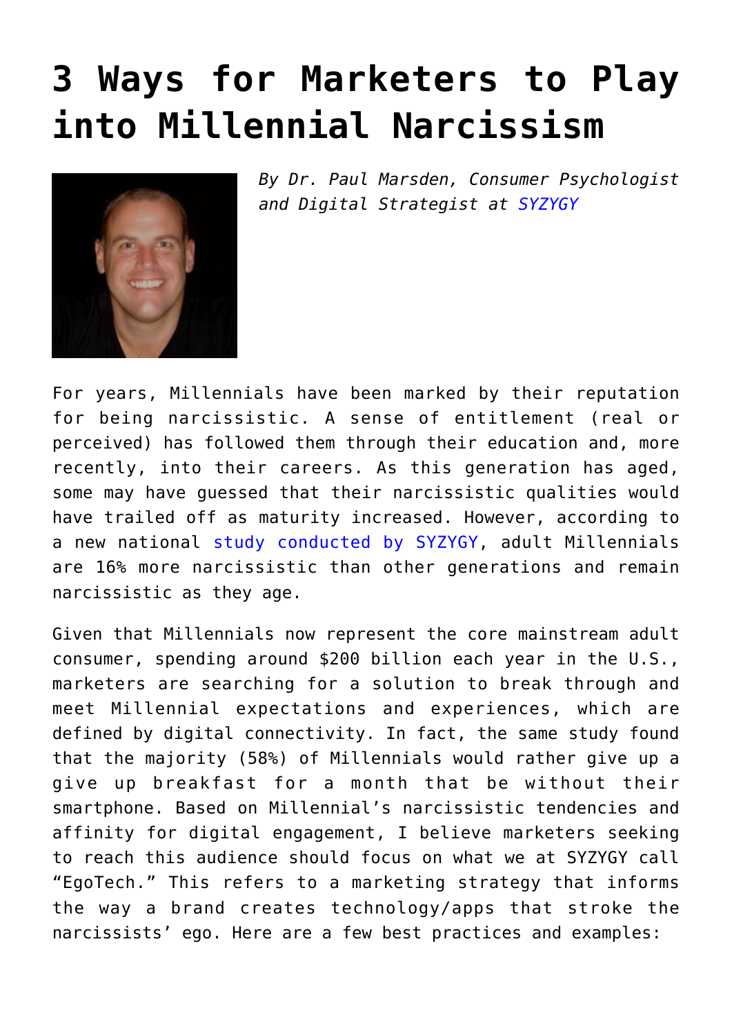# 3 Ways for Marketers to Play into Millennial Narcissism

*By Dr. Paul Marsden, Consumer Psychologist and Digital Strategist at SYZYGY*

For years, Millennials have been marked by their reputation for being narcissistic. A sense of entitlement (real or perceived) has followed them through their education and, more recently, into their careers. As this generation has aged, some may have guessed that their narcissistic qualities would have trailed off as maturity increased. However, according to a new national study conducted by SYZYGY, adult Millennials are 16% more narcissistic than other generations and remain narcissistic as they age.

Given that Millennials now represent the core mainstream adult consumer, spending around $200 billion each year in the U.S., marketers are searching for a solution to break through and meet Millennial expectations and experiences, which are defined by digital connectivity. In fact, the same study found that the majority (58%) of Millennials would rather give up a give up breakfast for a month that be without their smartphone. Based on Millennial's narcissistic tendencies and affinity for digital engagement, I believe marketers seeking to reach this audience should focus on what we at SYZYGY call "EgoTech." This refers to a marketing strategy that informs the way a brand creates technology/apps that stroke the narcissists' ego. Here are a few best practices and examples: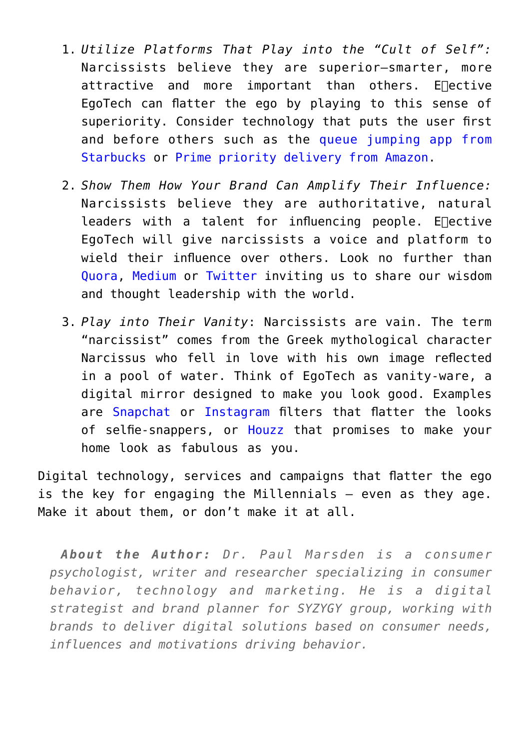1. *Utilize Platforms That Play into the "Cult of Self":* Narcissists believe they are superior—smarter, more attractive and more important than others. Effective EgoTech can flatter the ego by playing to this sense of superiority. Consider technology that puts the user first and before others such as the queue jumping app from Starbucks or Prime priority delivery from Amazon.

2. *Show Them How Your Brand Can Amplify Their Influence:* Narcissists believe they are authoritative, natural leaders with a talent for influencing people. Effective EgoTech will give narcissists a voice and platform to wield their influence over others. Look no further than Quora, Medium or Twitter inviting us to share our wisdom and thought leadership with the world.

3. *Play into Their Vanity*: Narcissists are vain. The term "narcissist" comes from the Greek mythological character Narcissus who fell in love with his own image reflected in a pool of water. Think of EgoTech as vanity-ware, a digital mirror designed to make you look good. Examples are Snapchat or Instagram filters that flatter the looks of selfie-snappers, or Houzz that promises to make your home look as fabulous as you.

Digital technology, services and campaigns that flatter the ego is the key for engaging the Millennials – even as they age. Make it about them, or don't make it at all.

***About the Author:*** *Dr. Paul Marsden is a consumer psychologist, writer and researcher specializing in consumer behavior, technology and marketing. He is a digital strategist and brand planner for SYZYGY group, working with brands to deliver digital solutions based on consumer needs, influences and motivations driving behavior.*